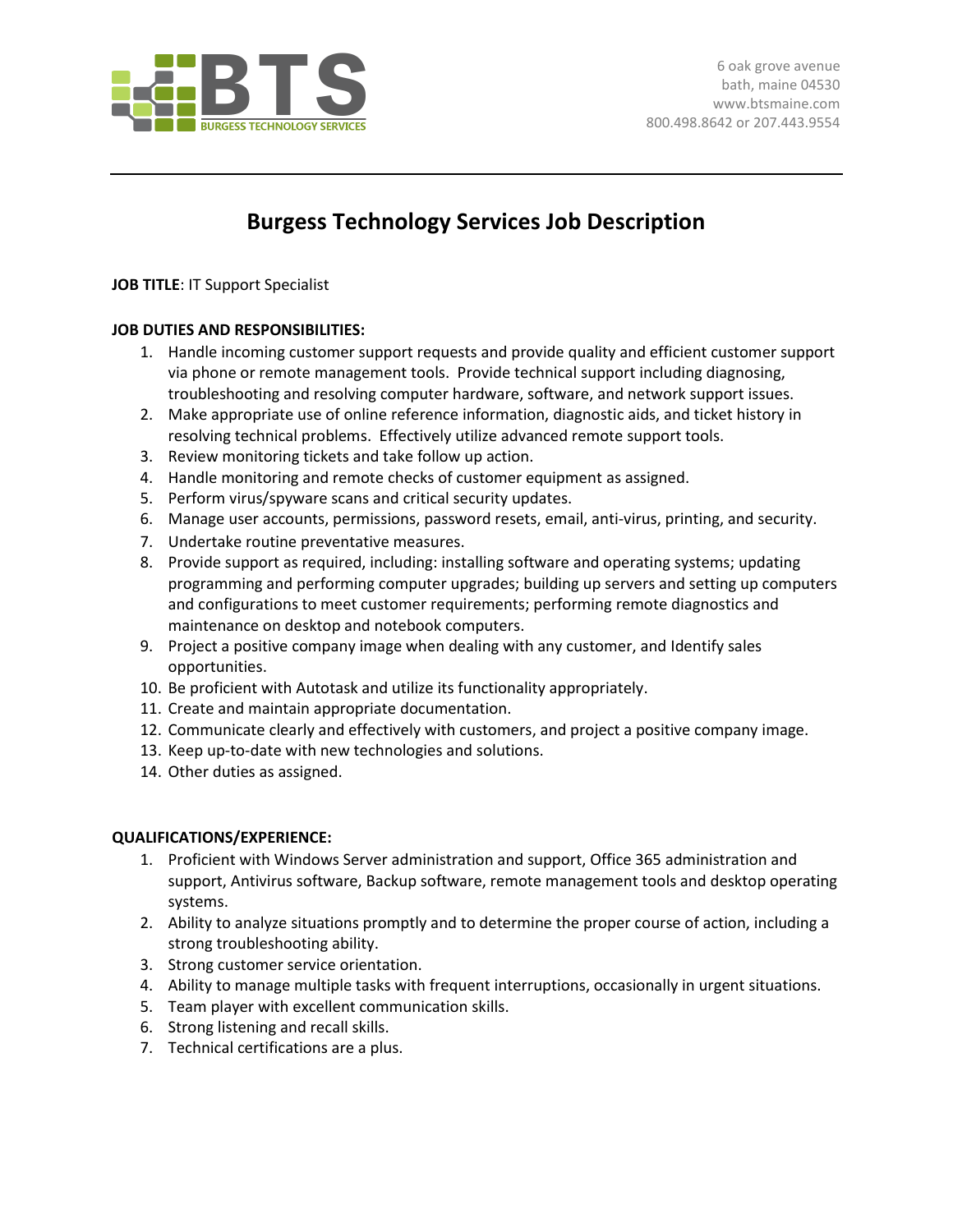BTS
BURGESS TECHNOLOGY SERVICES

6 oak grove avenue
bath, maine 04530
www.btsmaine.com
800.498.8642 or 207.443.9554

# Burgess Technology Services Job Description

**JOB TITLE**: IT Support Specialist

**JOB DUTIES AND RESPONSIBILITIES:**

1. Handle incoming customer support requests and provide quality and efficient customer support via phone or remote management tools. Provide technical support including diagnosing, troubleshooting and resolving computer hardware, software, and network support issues.
2. Make appropriate use of online reference information, diagnostic aids, and ticket history in resolving technical problems. Effectively utilize advanced remote support tools.
3. Review monitoring tickets and take follow up action.
4. Handle monitoring and remote checks of customer equipment as assigned.
5. Perform virus/spyware scans and critical security updates.
6. Manage user accounts, permissions, password resets, email, anti-virus, printing, and security.
7. Undertake routine preventative measures.
8. Provide support as required, including: installing software and operating systems; updating programming and performing computer upgrades; building up servers and setting up computers and configurations to meet customer requirements; performing remote diagnostics and maintenance on desktop and notebook computers.
9. Project a positive company image when dealing with any customer, and Identify sales opportunities.
10. Be proficient with Autotask and utilize its functionality appropriately.
11. Create and maintain appropriate documentation.
12. Communicate clearly and effectively with customers, and project a positive company image.
13. Keep up-to-date with new technologies and solutions.
14. Other duties as assigned.

**QUALIFICATIONS/EXPERIENCE:**

1. Proficient with Windows Server administration and support, Office 365 administration and support, Antivirus software, Backup software, remote management tools and desktop operating systems.
2. Ability to analyze situations promptly and to determine the proper course of action, including a strong troubleshooting ability.
3. Strong customer service orientation.
4. Ability to manage multiple tasks with frequent interruptions, occasionally in urgent situations.
5. Team player with excellent communication skills.
6. Strong listening and recall skills.
7. Technical certifications are a plus.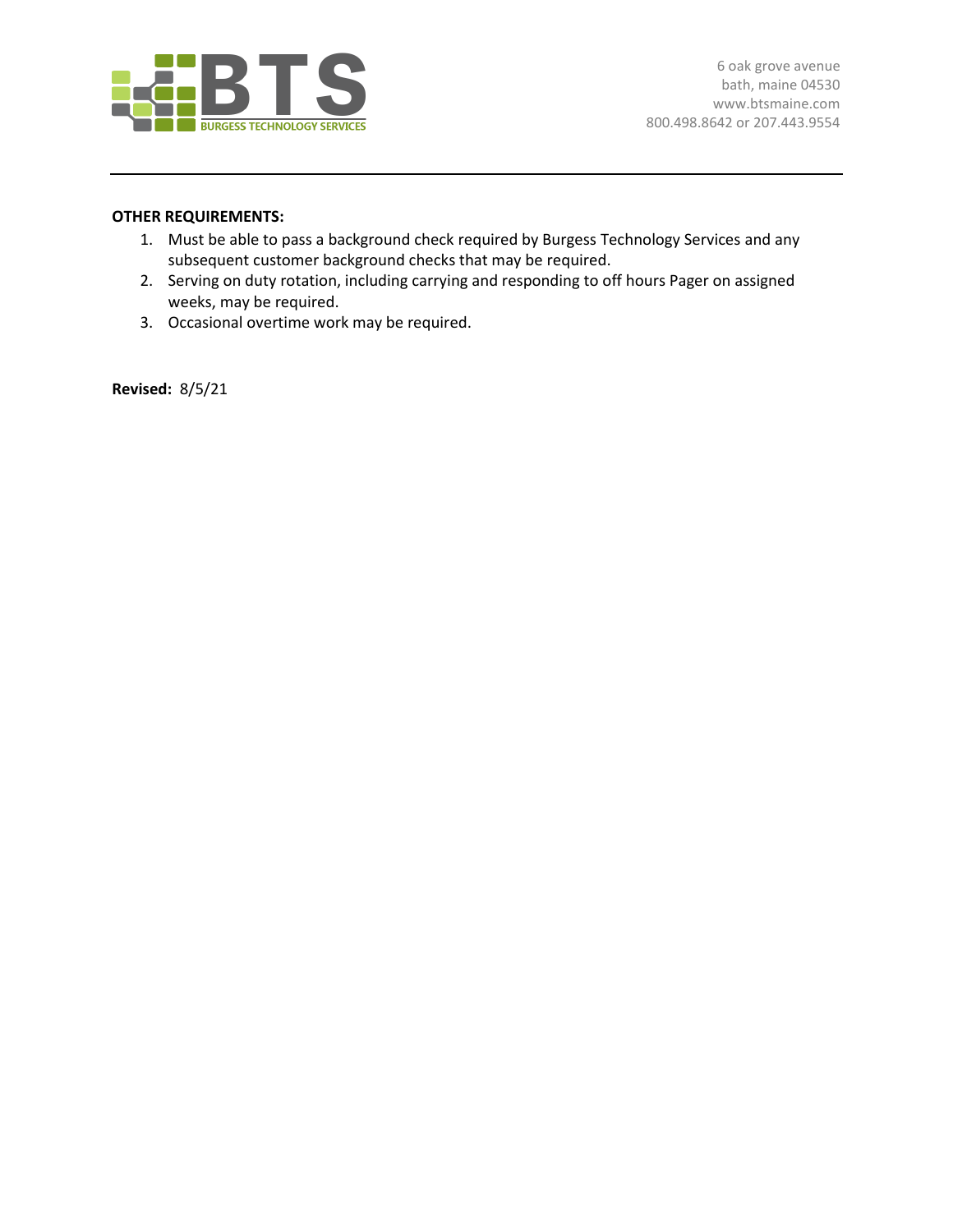**OTHER REQUIREMENTS:**

1. Must be able to pass a background check required by Burgess Technology Services and any subsequent customer background checks that may be required.
2. Serving on duty rotation, including carrying and responding to off hours Pager on assigned weeks, may be required.
3. Occasional overtime work may be required.

**Revised:** 8/5/21